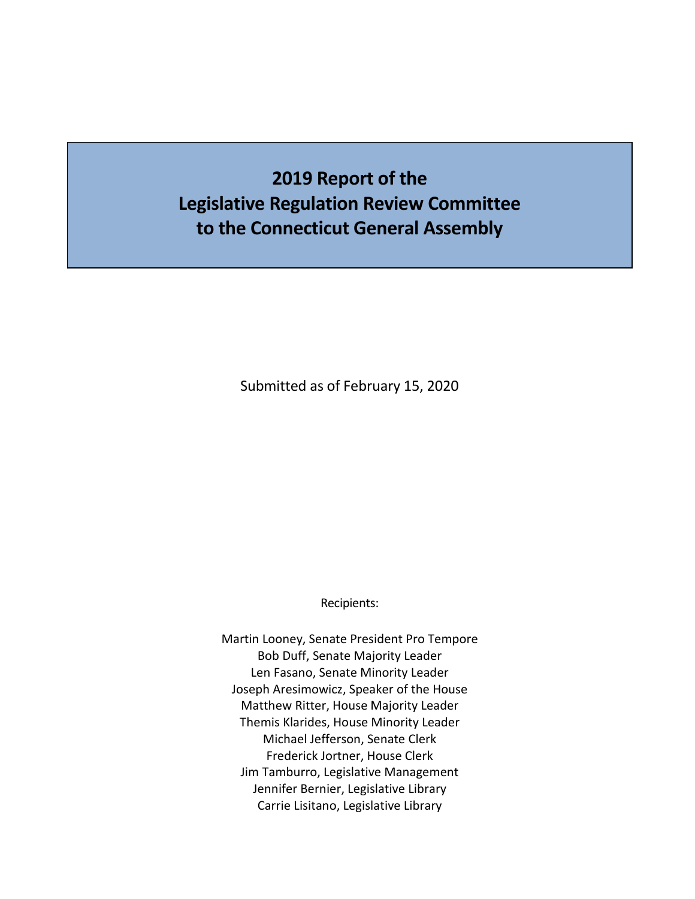# 2019 Report of the Legislative Regulation Review Committee to the Connecticut General Assembly

Submitted as of February 15, 2020

Recipients:

Martin Looney, Senate President Pro Tempore
Bob Duff, Senate Majority Leader
Len Fasano, Senate Minority Leader
Joseph Aresimowicz, Speaker of the House
Matthew Ritter, House Majority Leader
Themis Klarides, House Minority Leader
Michael Jefferson, Senate Clerk
Frederick Jortner, House Clerk
Jim Tamburro, Legislative Management
Jennifer Bernier, Legislative Library
Carrie Lisitano, Legislative Library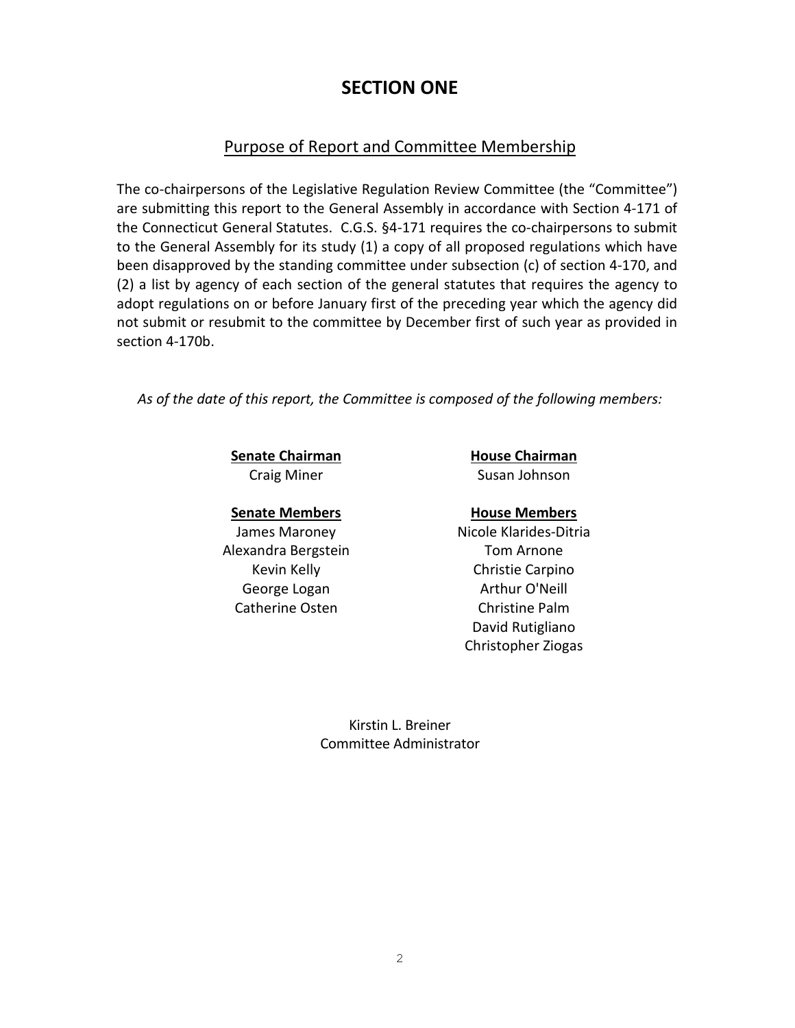# SECTION ONE

## Purpose of Report and Committee Membership

The co-chairpersons of the Legislative Regulation Review Committee (the "Committee") are submitting this report to the General Assembly in accordance with Section 4-171 of the Connecticut General Statutes. C.G.S. §4-171 requires the co-chairpersons to submit to the General Assembly for its study (1) a copy of all proposed regulations which have been disapproved by the standing committee under subsection (c) of section 4-170, and (2) a list by agency of each section of the general statutes that requires the agency to adopt regulations on or before January first of the preceding year which the agency did not submit or resubmit to the committee by December first of such year as provided in section 4-170b.

*As of the date of this report, the Committee is composed of the following members:*

| **Senate Chairman** | **House Chairman** |
|---|---|
| Craig Miner | Susan Johnson |
| **Senate Members** | **House Members** |
| James Maroney | Nicole Klarides-Ditria |
| Alexandra Bergstein | Tom Arnone |
| Kevin Kelly | Christie Carpino |
| George Logan | Arthur O'Neill |
| Catherine Osten | Christine Palm |
| | David Rutigliano |
| | Christopher Ziogas |

Kirstin L. Breiner
Committee Administrator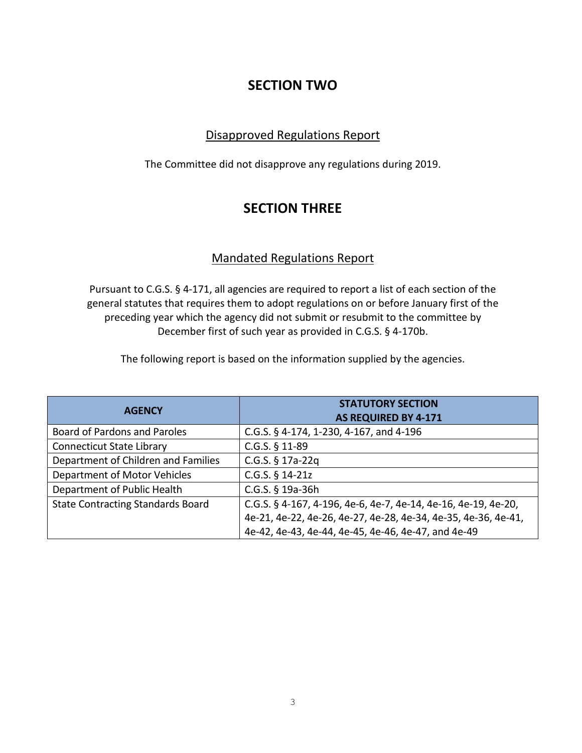# SECTION TWO

## Disapproved Regulations Report

The Committee did not disapprove any regulations during 2019.

# SECTION THREE

## Mandated Regulations Report

Pursuant to C.G.S. § 4-171, all agencies are required to report a list of each section of the general statutes that requires them to adopt regulations on or before January first of the preceding year which the agency did not submit or resubmit to the committee by December first of such year as provided in C.G.S. § 4-170b.

The following report is based on the information supplied by the agencies.

| AGENCY | STATUTORY SECTION AS REQUIRED BY 4-171 |
| --- | --- |
| Board of Pardons and Paroles | C.G.S. § 4-174, 1-230, 4-167, and 4-196 |
| Connecticut State Library | C.G.S. § 11-89 |
| Department of Children and Families | C.G.S. § 17a-22q |
| Department of Motor Vehicles | C.G.S. § 14-21z |
| Department of Public Health | C.G.S. § 19a-36h |
| State Contracting Standards Board | C.G.S. § 4-167, 4-196, 4e-6, 4e-7, 4e-14, 4e-16, 4e-19, 4e-20, 4e-21, 4e-22, 4e-26, 4e-27, 4e-28, 4e-34, 4e-35, 4e-36, 4e-41, 4e-42, 4e-43, 4e-44, 4e-45, 4e-46, 4e-47, and 4e-49 |